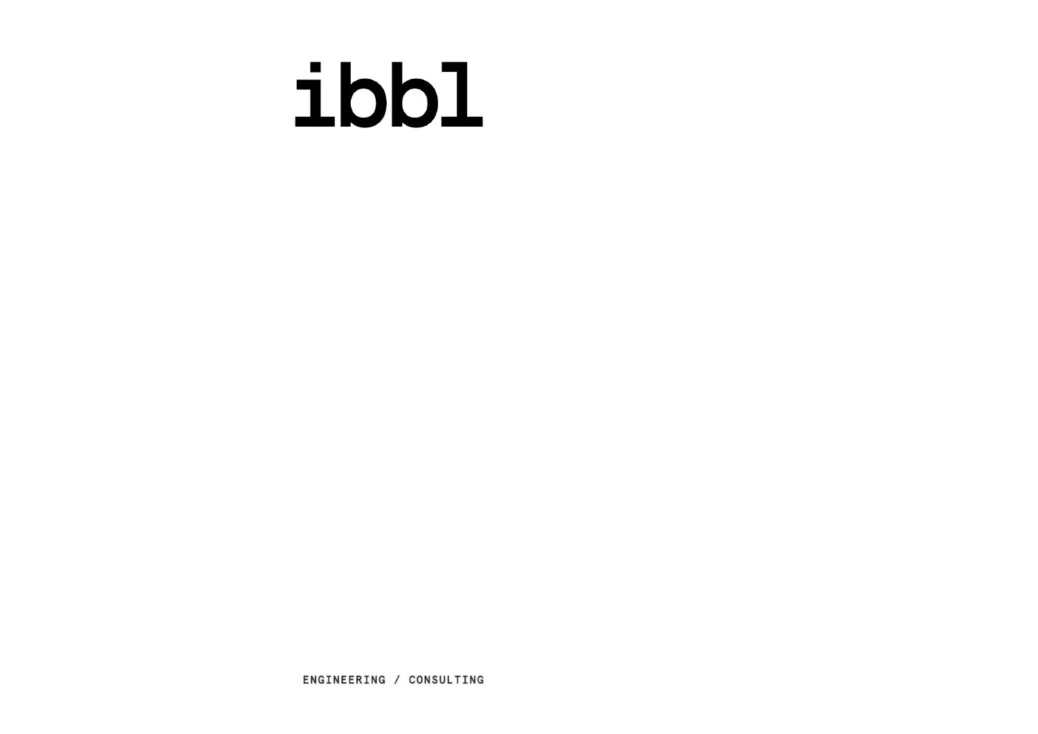# ibbl

ENGINEERING / CONSULTING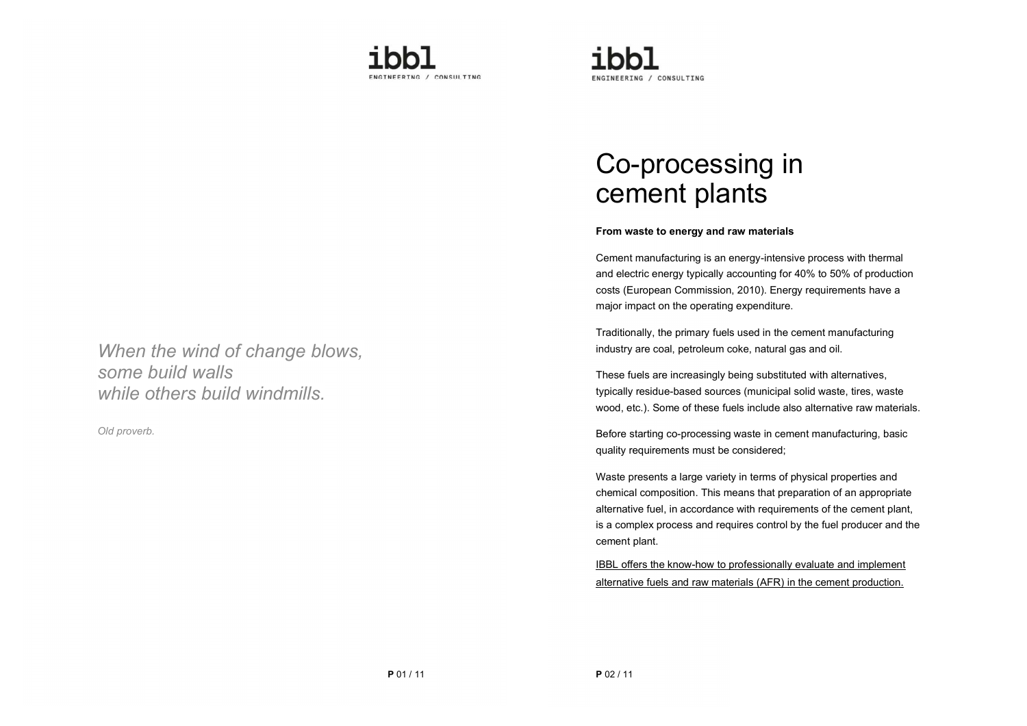*When the wind of change blows,*
*some build walls*
*while others build windmills.*

*Old proverb.*

# Co-processing in cement plants

**From waste to energy and raw materials**

Cement manufacturing is an energy-intensive process with thermal and electric energy typically accounting for 40% to 50% of production costs (European Commission, 2010). Energy requirements have a major impact on the operating expenditure.

Traditionally, the primary fuels used in the cement manufacturing industry are coal, petroleum coke, natural gas and oil.

These fuels are increasingly being substituted with alternatives, typically residue-based sources (municipal solid waste, tires, waste wood, etc.). Some of these fuels include also alternative raw materials.

Before starting co-processing waste in cement manufacturing, basic quality requirements must be considered;

Waste presents a large variety in terms of physical properties and chemical composition. This means that preparation of an appropriate alternative fuel, in accordance with requirements of the cement plant, is a complex process and requires control by the fuel producer and the cement plant.

IBBL offers the know-how to professionally evaluate and implement alternative fuels and raw materials (AFR) in the cement production.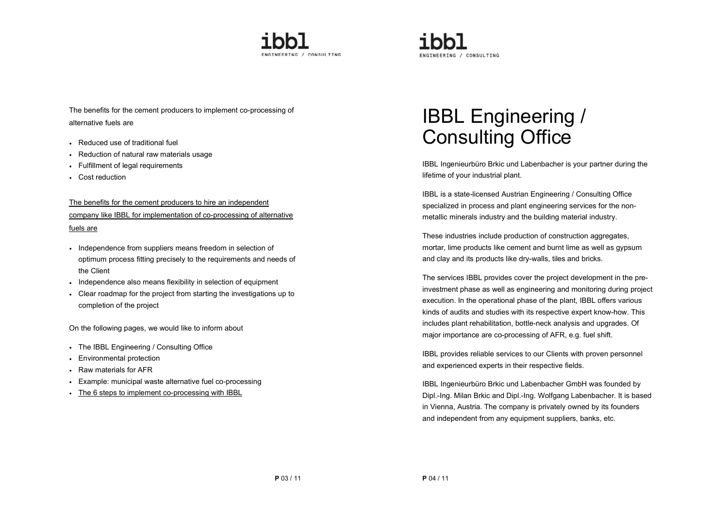The benefits for the cement producers to implement co-processing of alternative fuels are

- Reduced use of traditional fuel
- Reduction of natural raw materials usage
- Fulfillment of legal requirements
- Cost reduction

The benefits for the cement producers to hire an independent company like IBBL for implementation of co-processing of alternative fuels are

- Independence from suppliers means freedom in selection of optimum process fitting precisely to the requirements and needs of the Client
- Independence also means flexibility in selection of equipment
- Clear roadmap for the project from starting the investigations up to completion of the project

On the following pages, we would like to inform about

- The IBBL Engineering / Consulting Office
- Environmental protection
- Raw materials for AFR
- Example: municipal waste alternative fuel co-processing
- The 6 steps to implement co-processing with IBBL

# IBBL Engineering / Consulting Office

IBBL Ingenieurbüro Brkic und Labenbacher is your partner during the lifetime of your industrial plant.

IBBL is a state-licensed Austrian Engineering / Consulting Office specialized in process and plant engineering services for the non-metallic minerals industry and the building material industry.

These industries include production of construction aggregates, mortar, lime products like cement and burnt lime as well as gypsum and clay and its products like dry-walls, tiles and bricks.

The services IBBL provides cover the project development in the pre-investment phase as well as engineering and monitoring during project execution. In the operational phase of the plant, IBBL offers various kinds of audits and studies with its respective expert know-how. This includes plant rehabilitation, bottle-neck analysis and upgrades. Of major importance are co-processing of AFR, e.g. fuel shift.

IBBL provides reliable services to our Clients with proven personnel and experienced experts in their respective fields.

IBBL Ingenieurbüro Brkic und Labenbacher GmbH was founded by Dipl.-Ing. Milan Brkic and Dipl.-Ing. Wolfgang Labenbacher. It is based in Vienna, Austria. The company is privately owned by its founders and independent from any equipment suppliers, banks, etc.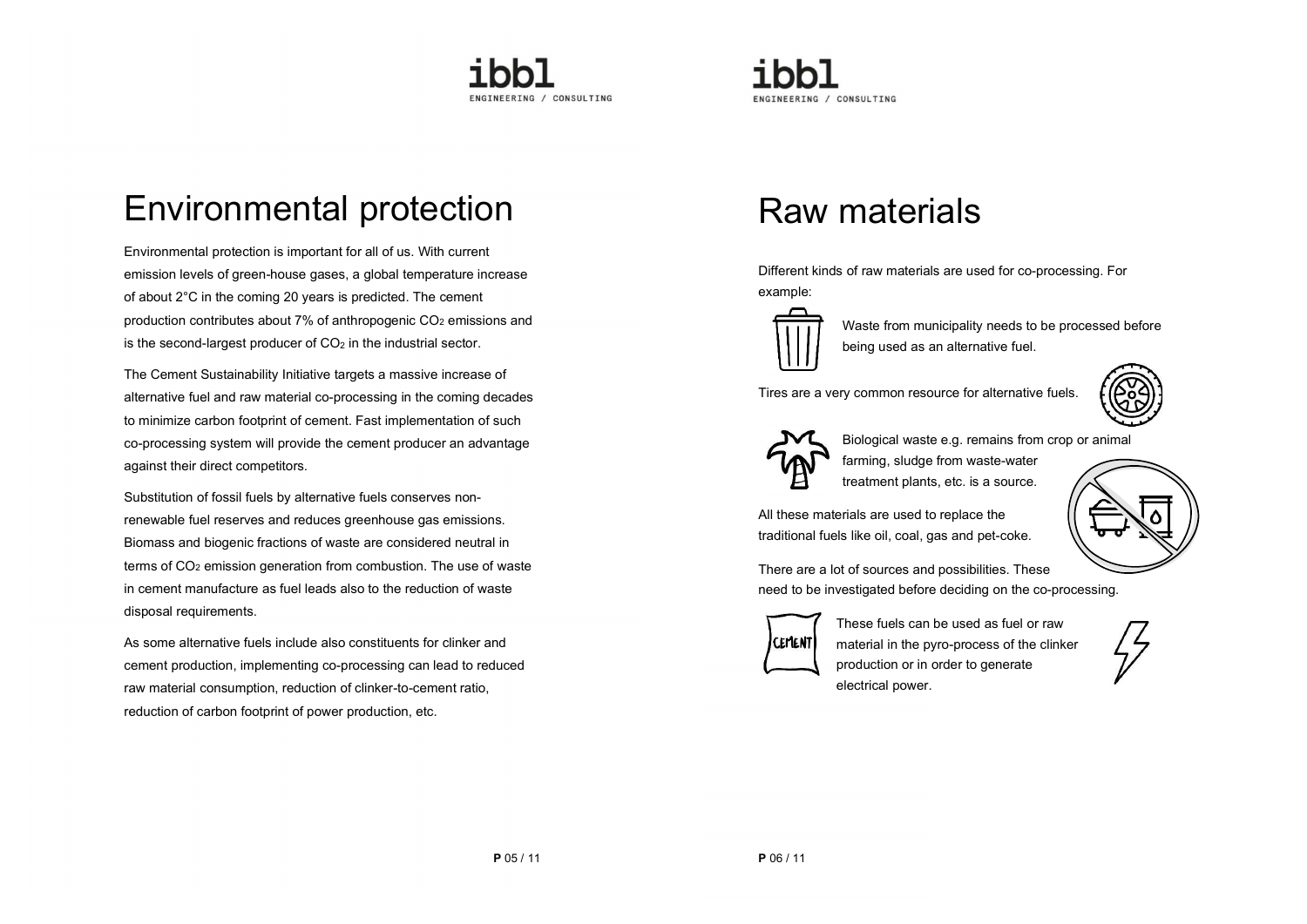# Environmental protection

Environmental protection is important for all of us. With current emission levels of green-house gases, a global temperature increase of about 2°C in the coming 20 years is predicted. The cement production contributes about 7% of anthropogenic $CO_2$ emissions and is the second-largest producer of $CO_2$ in the industrial sector.

The Cement Sustainability Initiative targets a massive increase of alternative fuel and raw material co-processing in the coming decades to minimize carbon footprint of cement. Fast implementation of such co-processing system will provide the cement producer an advantage against their direct competitors.

Substitution of fossil fuels by alternative fuels conserves non-renewable fuel reserves and reduces greenhouse gas emissions. Biomass and biogenic fractions of waste are considered neutral in terms of $CO_2$ emission generation from combustion. The use of waste in cement manufacture as fuel leads also to the reduction of waste disposal requirements.

As some alternative fuels include also constituents for clinker and cement production, implementing co-processing can lead to reduced raw material consumption, reduction of clinker-to-cement ratio, reduction of carbon footprint of power production, etc.

# Raw materials

Different kinds of raw materials are used for co-processing. For example:

Waste from municipality needs to be processed before being used as an alternative fuel.

Tires are a very common resource for alternative fuels.

Biological waste e.g. remains from crop or animal farming, sludge from waste-water treatment plants, etc. is a source.

All these materials are used to replace the traditional fuels like oil, coal, gas and pet-coke.

There are a lot of sources and possibilities. These need to be investigated before deciding on the co-processing.

These fuels can be used as fuel or raw material in the pyro-process of the clinker production or in order to generate electrical power.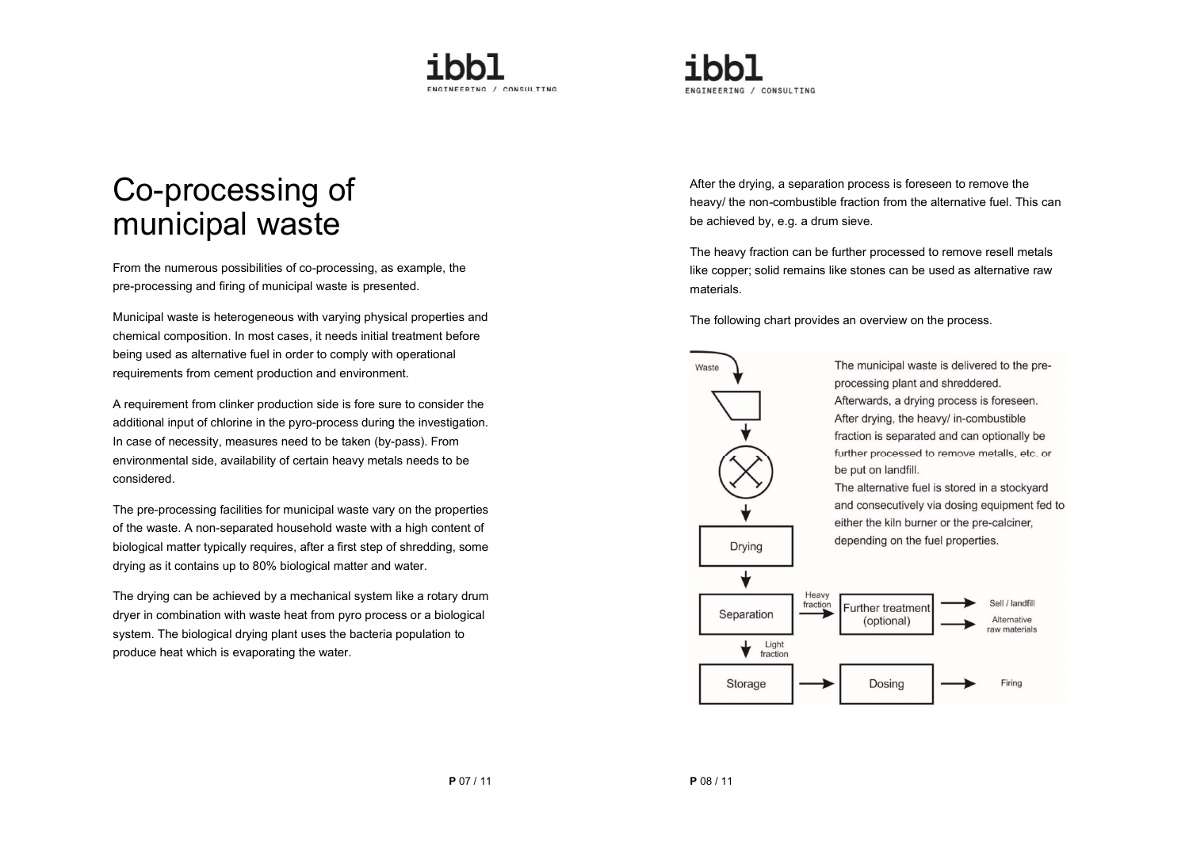# Co-processing of municipal waste

From the numerous possibilities of co-processing, as example, the pre-processing and firing of municipal waste is presented.

Municipal waste is heterogeneous with varying physical properties and chemical composition. In most cases, it needs initial treatment before being used as alternative fuel in order to comply with operational requirements from cement production and environment.

A requirement from clinker production side is fore sure to consider the additional input of chlorine in the pyro-process during the investigation. In case of necessity, measures need to be taken (by-pass). From environmental side, availability of certain heavy metals needs to be considered.

The pre-processing facilities for municipal waste vary on the properties of the waste. A non-separated household waste with a high content of biological matter typically requires, after a first step of shredding, some drying as it contains up to 80% biological matter and water.

The drying can be achieved by a mechanical system like a rotary drum dryer in combination with waste heat from pyro process or a biological system. The biological drying plant uses the bacteria population to produce heat which is evaporating the water.

After the drying, a separation process is foreseen to remove the heavy/ the non-combustible fraction from the alternative fuel. This can be achieved by, e.g. a drum sieve.

The heavy fraction can be further processed to remove resell metals like copper; solid remains like stones can be used as alternative raw materials.

The following chart provides an overview on the process.

Waste → Drying → Separation → (Heavy fraction) → Further treatment (optional) → Sell / landfill; Alternative raw materials

Separation → (Light fraction) → Storage → Dosing → Firing

The municipal waste is delivered to the pre-processing plant and shreddered. Afterwards, a drying process is foreseen. After drying, the heavy/ in-combustible fraction is separated and can optionally be further processed to remove metalls, etc. or be put on landfill. The alternative fuel is stored in a stockyard and consecutively via dosing equipment fed to either the kiln burner or the pre-calciner, depending on the fuel properties.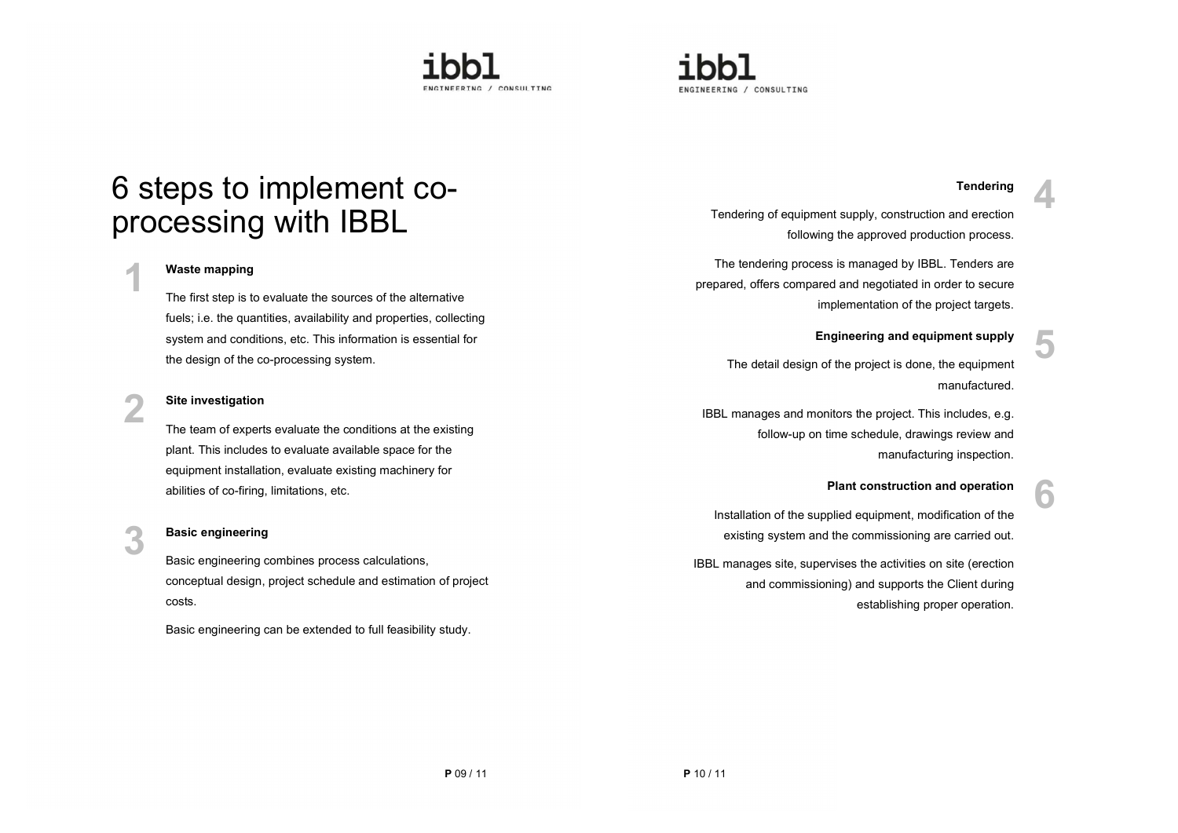# 6 steps to implement co-processing with IBBL

## 1 Waste mapping

The first step is to evaluate the sources of the alternative fuels; i.e. the quantities, availability and properties, collecting system and conditions, etc. This information is essential for the design of the co-processing system.

## 2 Site investigation

The team of experts evaluate the conditions at the existing plant. This includes to evaluate available space for the equipment installation, evaluate existing machinery for abilities of co-firing, limitations, etc.

## 3 Basic engineering

Basic engineering combines process calculations, conceptual design, project schedule and estimation of project costs.

Basic engineering can be extended to full feasibility study.

## 4 Tendering

Tendering of equipment supply, construction and erection following the approved production process.

The tendering process is managed by IBBL. Tenders are prepared, offers compared and negotiated in order to secure implementation of the project targets.

## 5 Engineering and equipment supply

The detail design of the project is done, the equipment manufactured.

IBBL manages and monitors the project. This includes, e.g. follow-up on time schedule, drawings review and manufacturing inspection.

## 6 Plant construction and operation

Installation of the supplied equipment, modification of the existing system and the commissioning are carried out.

IBBL manages site, supervises the activities on site (erection and commissioning) and supports the Client during establishing proper operation.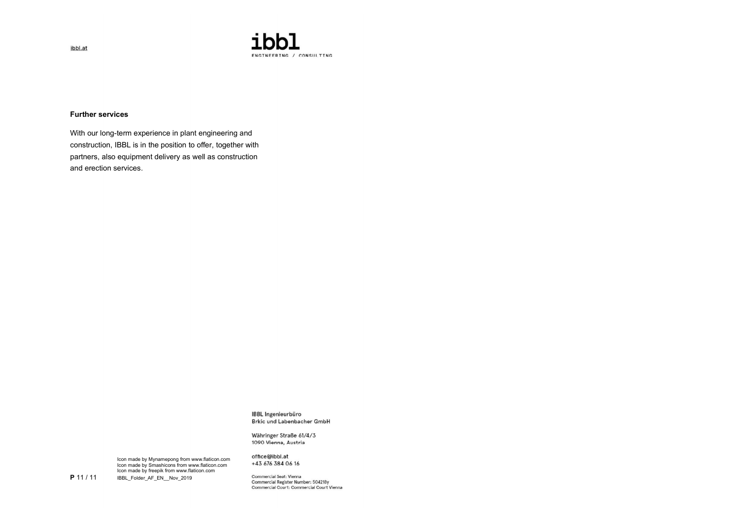## Further services

With our long-term experience in plant engineering and construction, IBBL is in the position to offer, together with partners, also equipment delivery as well as construction and erection services.

Icon made by Mynamepong from www.flaticon.com
Icon made by Smashicons from www.flaticon.com
Icon made by freepik from www.flaticon.com

IBBL Ingenieurbüro
Brkic und Labenbacher GmbH

Währinger Straße 61/4/3
1090 Vienna, Austria

office@ibbl.at
+43 676 384 06 16

Commercial Seat: Vienna
Commercial Register Number: 504218y
Commercial Court: Commercial Court Vienna